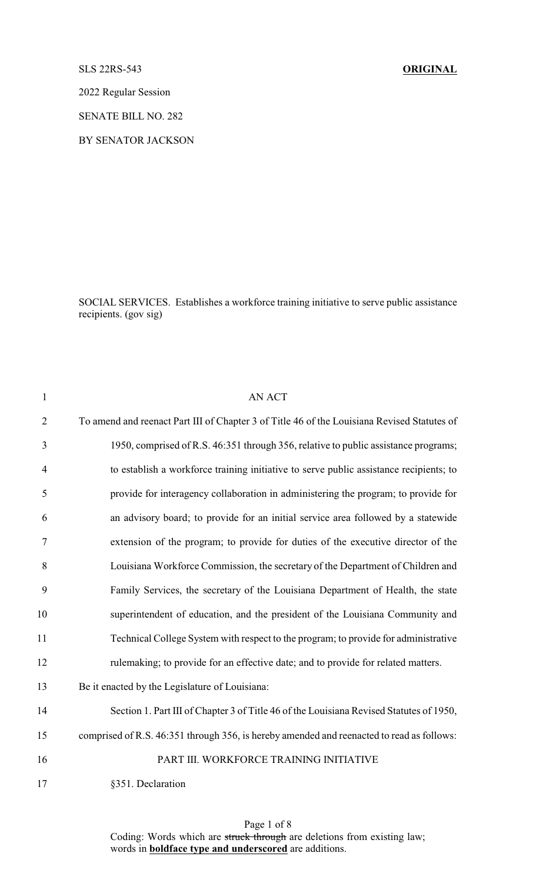SLS 22RS-543 **ORIGINAL**

2022 Regular Session

SENATE BILL NO. 282

BY SENATOR JACKSON

SOCIAL SERVICES. Establishes a workforce training initiative to serve public assistance recipients. (gov sig)

AN ACT

To amend and reenact Part III of Chapter 3 of Title 46 of the Louisiana Revised Statutes of 1950, comprised of R.S. 46:351 through 356, relative to public assistance programs; to establish a workforce training initiative to serve public assistance recipients; to provide for interagency collaboration in administering the program; to provide for an advisory board; to provide for an initial service area followed by a statewide extension of the program; to provide for duties of the executive director of the Louisiana Workforce Commission, the secretary of the Department of Children and Family Services, the secretary of the Louisiana Department of Health, the state superintendent of education, and the president of the Louisiana Community and Technical College System with respect to the program; to provide for administrative rulemaking; to provide for an effective date; and to provide for related matters.

Be it enacted by the Legislature of Louisiana:

Section 1. Part III of Chapter 3 of Title 46 of the Louisiana Revised Statutes of 1950, comprised of R.S. 46:351 through 356, is hereby amended and reenacted to read as follows:

PART III. WORKFORCE TRAINING INITIATIVE

§351. Declaration

Coding: Words which are ~~struck through~~ are deletions from existing law; words in **boldface type and underscored** are additions.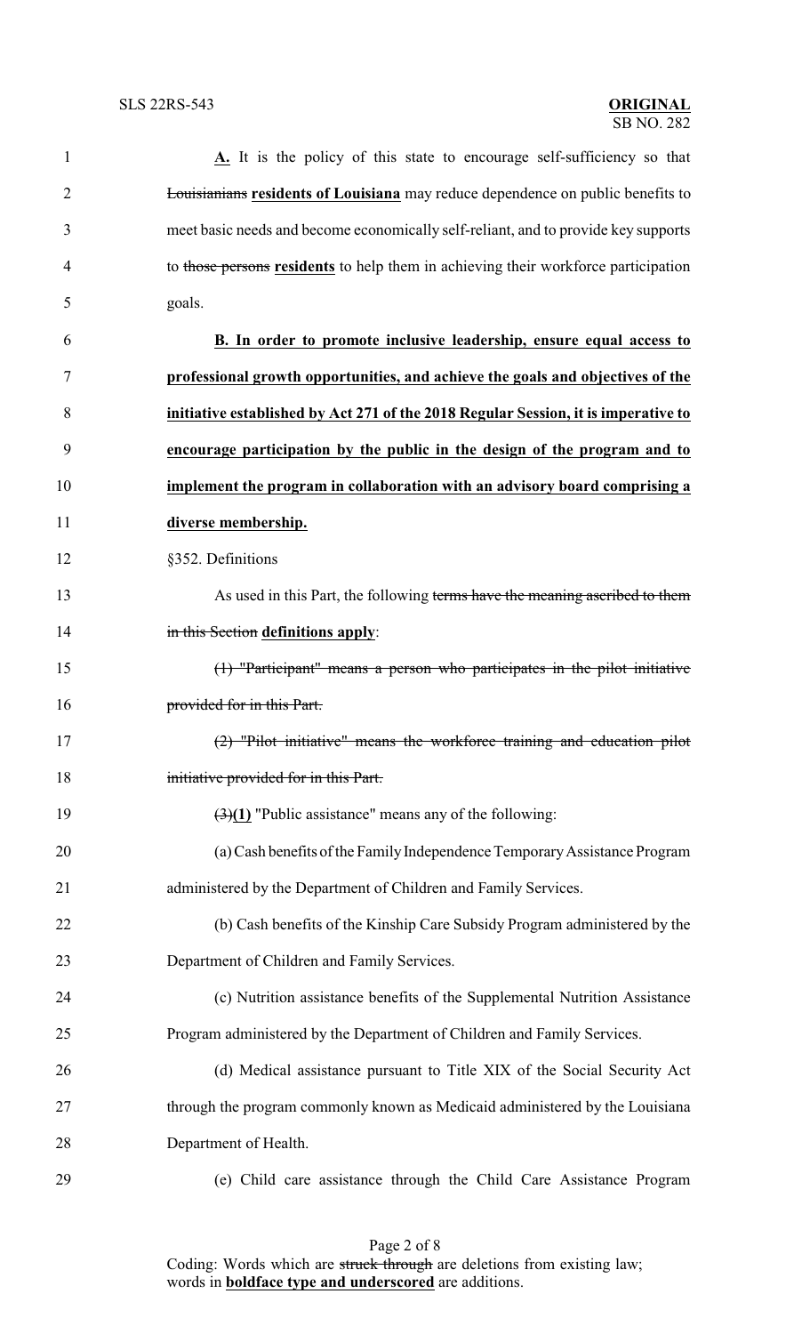**A.** It is the policy of this state to encourage self-sufficiency so that ~~Louisianians~~ **residents of Louisiana** may reduce dependence on public benefits to meet basic needs and become economically self-reliant, and to provide key supports to ~~those persons~~ **residents** to help them in achieving their workforce participation goals.

**B. In order to promote inclusive leadership, ensure equal access to professional growth opportunities, and achieve the goals and objectives of the initiative established by Act 271 of the 2018 Regular Session, it is imperative to encourage participation by the public in the design of the program and to implement the program in collaboration with an advisory board comprising a diverse membership.**

§352. Definitions

As used in this Part, the following ~~terms have the meaning ascribed to them in this Section~~ **definitions apply**:

~~(1) "Participant" means a person who participates in the pilot initiative provided for in this Part.~~

~~(2) "Pilot initiative" means the workforce training and education pilot initiative provided for in this Part.~~

~~(3)~~**(1)** "Public assistance" means any of the following:

(a) Cash benefits of the Family Independence Temporary Assistance Program administered by the Department of Children and Family Services.

(b) Cash benefits of the Kinship Care Subsidy Program administered by the Department of Children and Family Services.

(c) Nutrition assistance benefits of the Supplemental Nutrition Assistance Program administered by the Department of Children and Family Services.

(d) Medical assistance pursuant to Title XIX of the Social Security Act through the program commonly known as Medicaid administered by the Louisiana Department of Health.

(e) Child care assistance through the Child Care Assistance Program

Coding: Words which are ~~struck through~~ are deletions from existing law; words in **boldface type and underscored** are additions.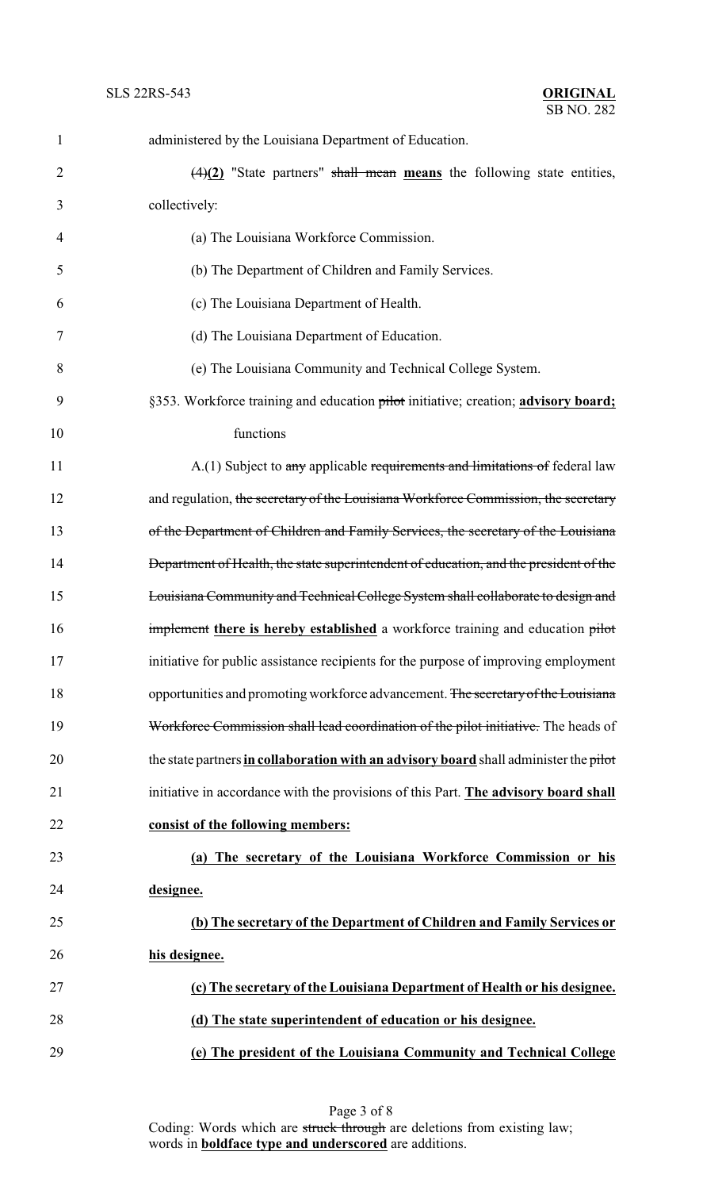administered by the Louisiana Department of Education.

~~(4)~~**(2)** "State partners" ~~shall mean~~ **means** the following state entities, collectively:

(a) The Louisiana Workforce Commission.

(b) The Department of Children and Family Services.

(c) The Louisiana Department of Health.

(d) The Louisiana Department of Education.

(e) The Louisiana Community and Technical College System.

§353. Workforce training and education ~~pilot~~ initiative; creation; **advisory board;** functions

A.(1) Subject to ~~any~~ applicable ~~requirements and limitations of~~ federal law and regulation, ~~the secretary of the Louisiana Workforce Commission, the secretary of the Department of Children and Family Services, the secretary of the Louisiana Department of Health, the state superintendent of education, and the president of the Louisiana Community and Technical College System shall collaborate to design and implement~~ **there is hereby established** a workforce training and education ~~pilot~~ initiative for public assistance recipients for the purpose of improving employment opportunities and promoting workforce advancement. ~~The secretary of the Louisiana Workforce Commission shall lead coordination of the pilot initiative.~~ The heads of the state partners **in collaboration with an advisory board** shall administer the ~~pilot~~ initiative in accordance with the provisions of this Part. **The advisory board shall consist of the following members:**

**(a) The secretary of the Louisiana Workforce Commission or his designee.**

**(b) The secretary of the Department of Children and Family Services or his designee.**

**(c) The secretary of the Louisiana Department of Health or his designee.**

**(d) The state superintendent of education or his designee.**

**(e) The president of the Louisiana Community and Technical College**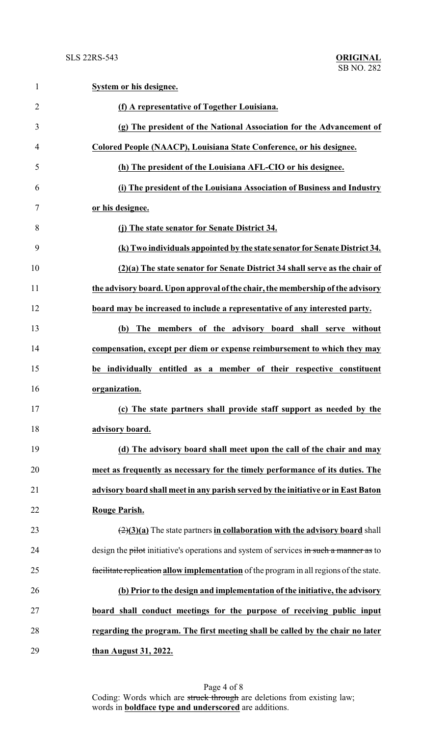**System or his designee.**

**(f) A representative of Together Louisiana.**

**(g) The president of the National Association for the Advancement of Colored People (NAACP), Louisiana State Conference, or his designee.**

**(h) The president of the Louisiana AFL-CIO or his designee.**

**(i) The president of the Louisiana Association of Business and Industry or his designee.**

**(j) The state senator for Senate District 34.**

**(k) Two individuals appointed by the state senator for Senate District 34.**

**(2)(a) The state senator for Senate District 34 shall serve as the chair of the advisory board. Upon approval of the chair, the membership of the advisory board may be increased to include a representative of any interested party.**

**(b) The members of the advisory board shall serve without compensation, except per diem or expense reimbursement to which they may be individually entitled as a member of their respective constituent organization.**

**(c) The state partners shall provide staff support as needed by the advisory board.**

**(d) The advisory board shall meet upon the call of the chair and may meet as frequently as necessary for the timely performance of its duties. The advisory board shall meet in any parish served by the initiative or in East Baton Rouge Parish.**

~~(2)~~**(3)(a)** The state partners **in collaboration with the advisory board** shall design the ~~pilot~~ initiative's operations and system of services ~~in such a manner as~~ to ~~facilitate replication~~ **allow implementation** of the program in all regions of the state.

**(b) Prior to the design and implementation of the initiative, the advisory board shall conduct meetings for the purpose of receiving public input regarding the program. The first meeting shall be called by the chair no later than August 31, 2022.**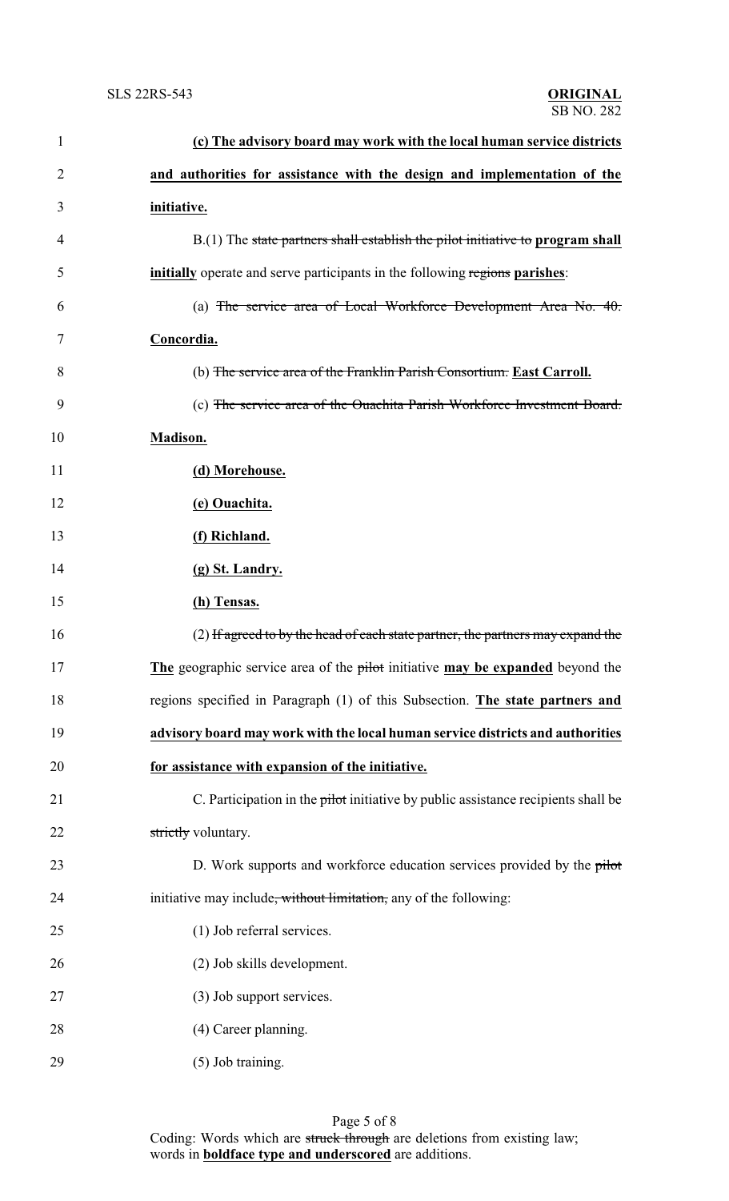**(c) The advisory board may work with the local human service districts and authorities for assistance with the design and implementation of the initiative.**

B.(1) The ~~state partners shall establish the pilot initiative to~~ **program shall initially** operate and serve participants in the following ~~regions~~ **parishes**:

(a) ~~The service area of Local Workforce Development Area No. 40.~~ **Concordia.**

(b) ~~The service area of the Franklin Parish Consortium.~~ **East Carroll.**

(c) ~~The service area of the Ouachita Parish Workforce Investment Board.~~ **Madison.**

**(d) Morehouse.**

**(e) Ouachita.**

**(f) Richland.**

**(g) St. Landry.**

**(h) Tensas.**

(2) ~~If agreed to by the head of each state partner, the partners may expand the~~ **The** geographic service area of the ~~pilot~~ initiative **may be expanded** beyond the regions specified in Paragraph (1) of this Subsection. **The state partners and advisory board may work with the local human service districts and authorities for assistance with expansion of the initiative.**

C. Participation in the ~~pilot~~ initiative by public assistance recipients shall be ~~strictly~~ voluntary.

D. Work supports and workforce education services provided by the ~~pilot~~ initiative may include~~, without limitation,~~ any of the following:

(1) Job referral services.

(2) Job skills development.

(3) Job support services.

(4) Career planning.

(5) Job training.

Coding: Words which are ~~struck through~~ are deletions from existing law; words in **boldface type and underscored** are additions.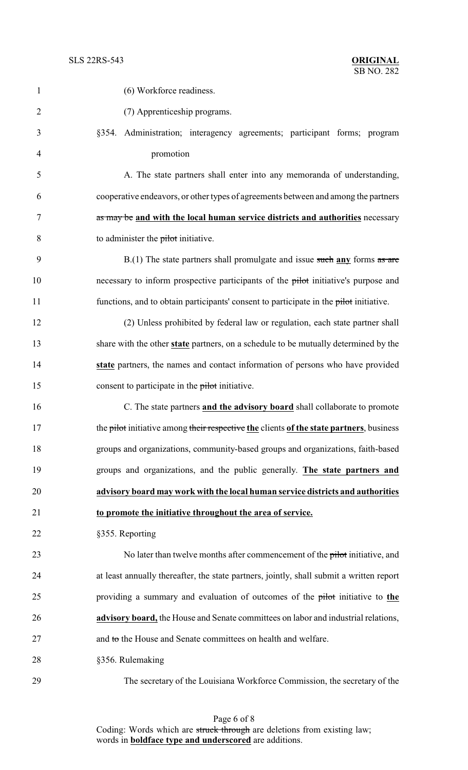(6) Workforce readiness.

(7) Apprenticeship programs.

§354. Administration; interagency agreements; participant forms; program promotion

A. The state partners shall enter into any memoranda of understanding, cooperative endeavors, or other types of agreements between and among the partners ~~as may be~~ **and with the local human service districts and authorities** necessary to administer the ~~pilot~~ initiative.

B.(1) The state partners shall promulgate and issue ~~such~~ **any** forms ~~as are~~ necessary to inform prospective participants of the ~~pilot~~ initiative's purpose and functions, and to obtain participants' consent to participate in the ~~pilot~~ initiative.

(2) Unless prohibited by federal law or regulation, each state partner shall share with the other **state** partners, on a schedule to be mutually determined by the **state** partners, the names and contact information of persons who have provided consent to participate in the ~~pilot~~ initiative.

C. The state partners **and the advisory board** shall collaborate to promote the ~~pilot~~ initiative among ~~their respective~~ **the** clients **of the state partners**, business groups and organizations, community-based groups and organizations, faith-based groups and organizations, and the public generally. **The state partners and advisory board may work with the local human service districts and authorities to promote the initiative throughout the area of service.**

§355. Reporting

No later than twelve months after commencement of the ~~pilot~~ initiative, and at least annually thereafter, the state partners, jointly, shall submit a written report providing a summary and evaluation of outcomes of the ~~pilot~~ initiative to **the advisory board,** the House and Senate committees on labor and industrial relations, and ~~to~~ the House and Senate committees on health and welfare.

§356. Rulemaking

The secretary of the Louisiana Workforce Commission, the secretary of the

Coding: Words which are ~~struck through~~ are deletions from existing law; words in **boldface type and underscored** are additions.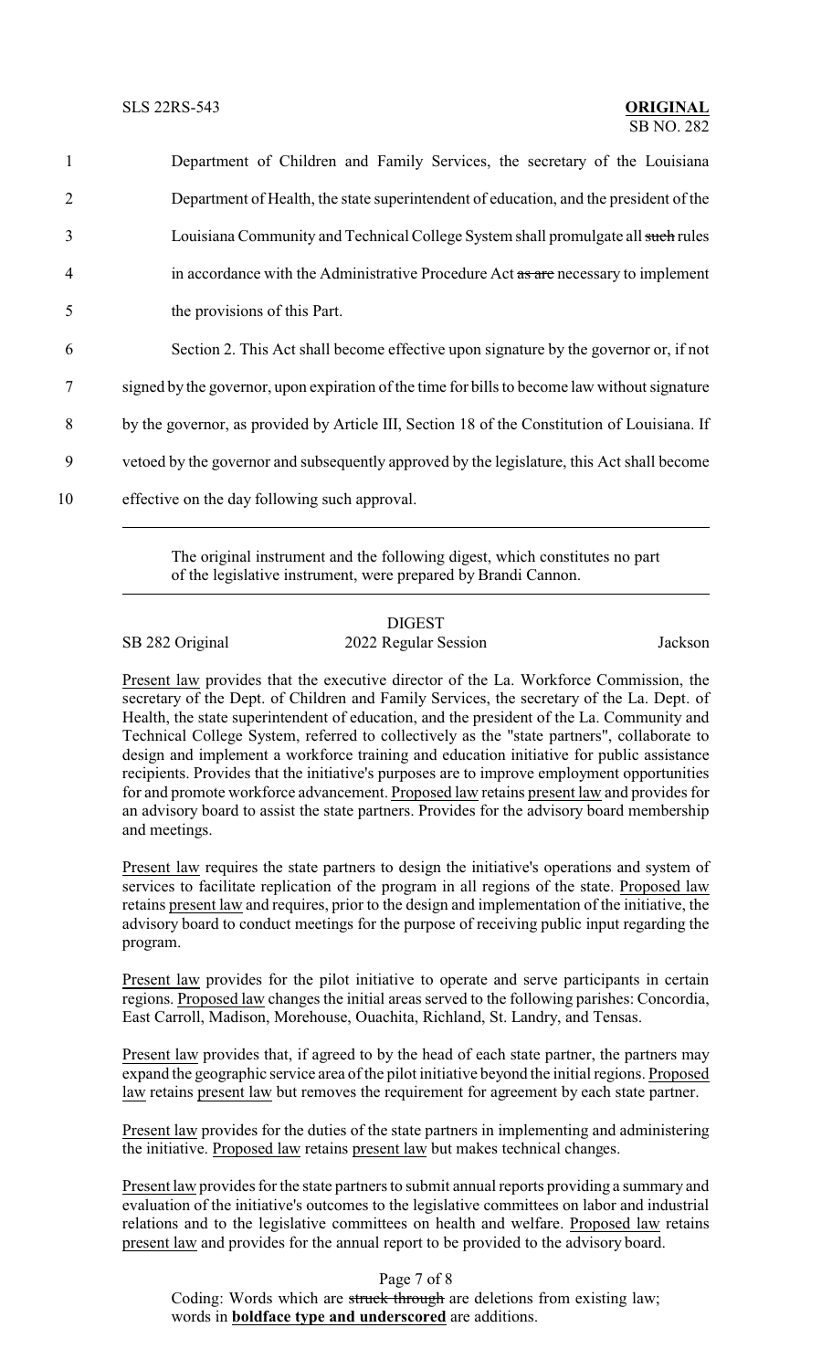Department of Children and Family Services, the secretary of the Louisiana Department of Health, the state superintendent of education, and the president of the Louisiana Community and Technical College System shall promulgate all ~~such~~ rules in accordance with the Administrative Procedure Act ~~as are~~ necessary to implement the provisions of this Part.

Section 2. This Act shall become effective upon signature by the governor or, if not signed by the governor, upon expiration of the time for bills to become law without signature by the governor, as provided by Article III, Section 18 of the Constitution of Louisiana. If vetoed by the governor and subsequently approved by the legislature, this Act shall become effective on the day following such approval.

---

The original instrument and the following digest, which constitutes no part of the legislative instrument, were prepared by Brandi Cannon.

---

DIGEST

SB 282 Original — 2022 Regular Session — Jackson

Present law provides that the executive director of the La. Workforce Commission, the secretary of the Dept. of Children and Family Services, the secretary of the La. Dept. of Health, the state superintendent of education, and the president of the La. Community and Technical College System, referred to collectively as the "state partners", collaborate to design and implement a workforce training and education initiative for public assistance recipients. Provides that the initiative's purposes are to improve employment opportunities for and promote workforce advancement. Proposed law retains present law and provides for an advisory board to assist the state partners. Provides for the advisory board membership and meetings.

Present law requires the state partners to design the initiative's operations and system of services to facilitate replication of the program in all regions of the state. Proposed law retains present law and requires, prior to the design and implementation of the initiative, the advisory board to conduct meetings for the purpose of receiving public input regarding the program.

Present law provides for the pilot initiative to operate and serve participants in certain regions. Proposed law changes the initial areas served to the following parishes: Concordia, East Carroll, Madison, Morehouse, Ouachita, Richland, St. Landry, and Tensas.

Present law provides that, if agreed to by the head of each state partner, the partners may expand the geographic service area of the pilot initiative beyond the initial regions. Proposed law retains present law but removes the requirement for agreement by each state partner.

Present law provides for the duties of the state partners in implementing and administering the initiative. Proposed law retains present law but makes technical changes.

Present law provides for the state partners to submit annual reports providing a summary and evaluation of the initiative's outcomes to the legislative committees on labor and industrial relations and to the legislative committees on health and welfare. Proposed law retains present law and provides for the annual report to be provided to the advisory board.

Coding: Words which are ~~struck through~~ are deletions from existing law; words in **boldface type and underscored** are additions.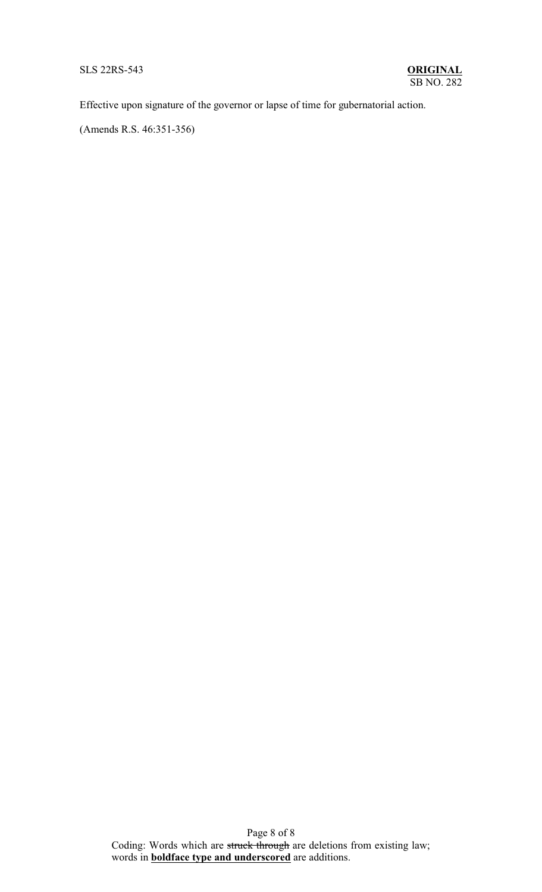Effective upon signature of the governor or lapse of time for gubernatorial action.

(Amends R.S. 46:351-356)